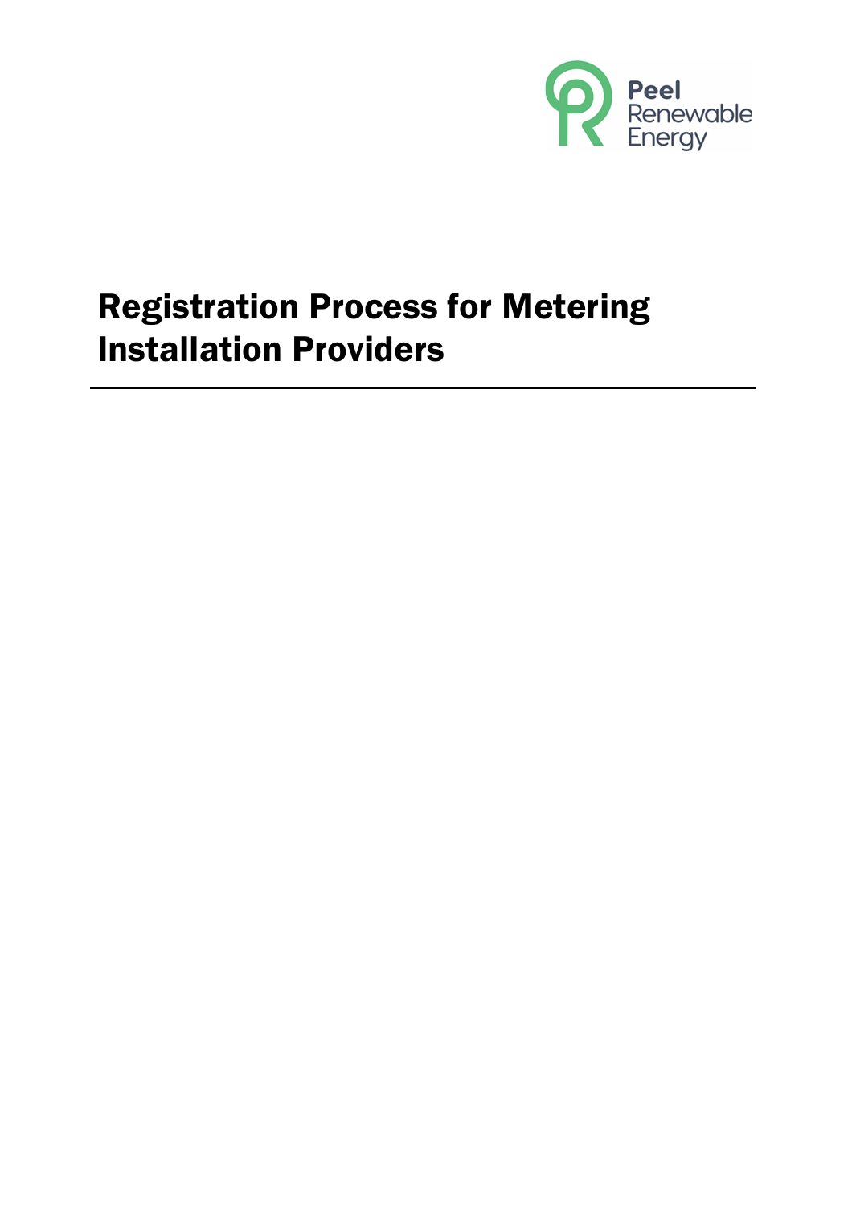Peel Renewable Energy

# Registration Process for Metering Installation Providers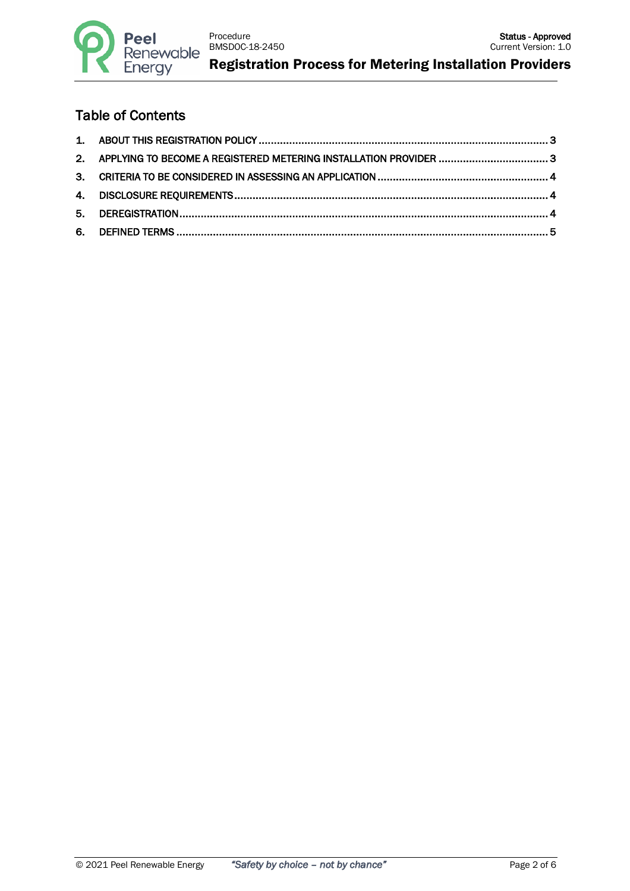## Table of Contents

1. ABOUT THIS REGISTRATION POLICY .......... 3
2. APPLYING TO BECOME A REGISTERED METERING INSTALLATION PROVIDER .......... 3
3. CRITERIA TO BE CONSIDERED IN ASSESSING AN APPLICATION .......... 4
4. DISCLOSURE REQUIREMENTS .......... 4
5. DEREGISTRATION .......... 4
6. DEFINED TERMS .......... 5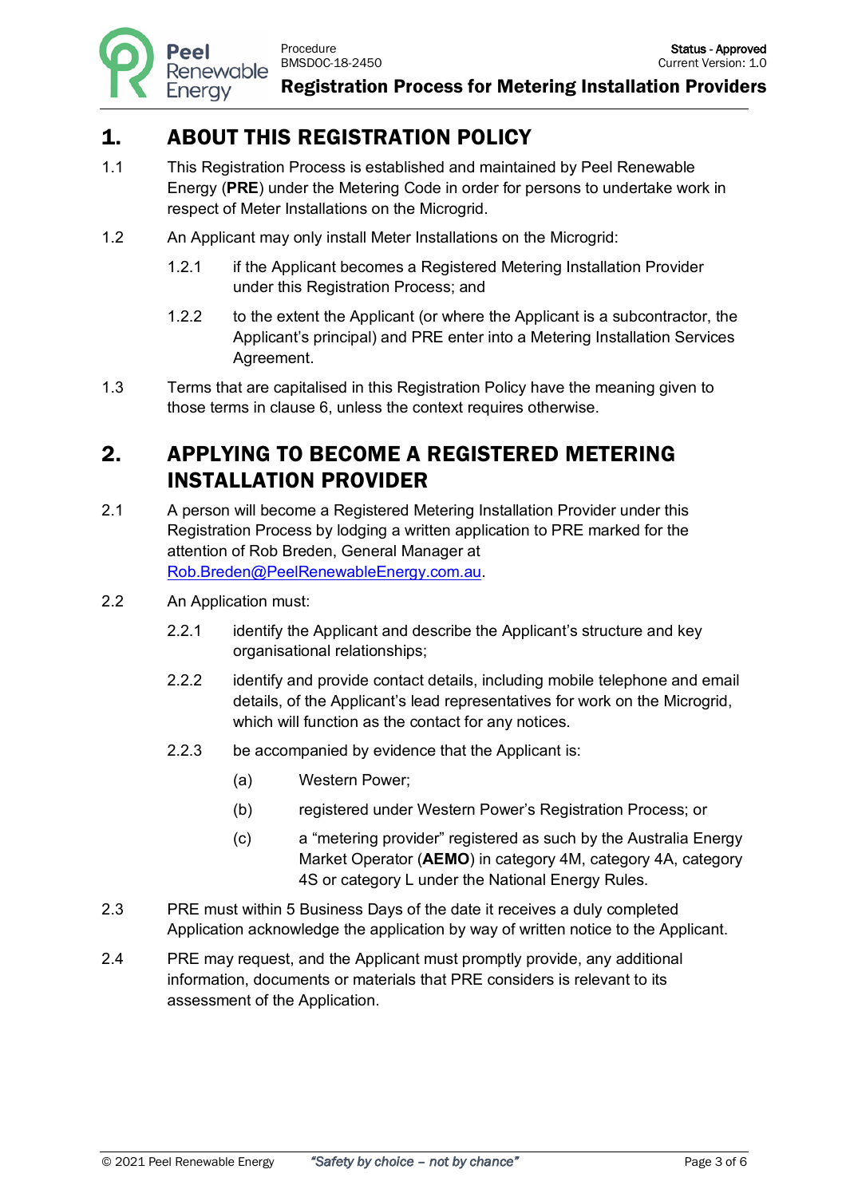# 1. ABOUT THIS REGISTRATION POLICY

1.1 This Registration Process is established and maintained by Peel Renewable Energy (**PRE**) under the Metering Code in order for persons to undertake work in respect of Meter Installations on the Microgrid.

1.2 An Applicant may only install Meter Installations on the Microgrid:

1.2.1 if the Applicant becomes a Registered Metering Installation Provider under this Registration Process; and

1.2.2 to the extent the Applicant (or where the Applicant is a subcontractor, the Applicant's principal) and PRE enter into a Metering Installation Services Agreement.

1.3 Terms that are capitalised in this Registration Policy have the meaning given to those terms in clause 6, unless the context requires otherwise.

# 2. APPLYING TO BECOME A REGISTERED METERING INSTALLATION PROVIDER

2.1 A person will become a Registered Metering Installation Provider under this Registration Process by lodging a written application to PRE marked for the attention of Rob Breden, General Manager at Rob.Breden@PeelRenewableEnergy.com.au.

2.2 An Application must:

2.2.1 identify the Applicant and describe the Applicant's structure and key organisational relationships;

2.2.2 identify and provide contact details, including mobile telephone and email details, of the Applicant's lead representatives for work on the Microgrid, which will function as the contact for any notices.

2.2.3 be accompanied by evidence that the Applicant is:

(a) Western Power;

(b) registered under Western Power's Registration Process; or

(c) a "metering provider" registered as such by the Australia Energy Market Operator (**AEMO**) in category 4M, category 4A, category 4S or category L under the National Energy Rules.

2.3 PRE must within 5 Business Days of the date it receives a duly completed Application acknowledge the application by way of written notice to the Applicant.

2.4 PRE may request, and the Applicant must promptly provide, any additional information, documents or materials that PRE considers is relevant to its assessment of the Application.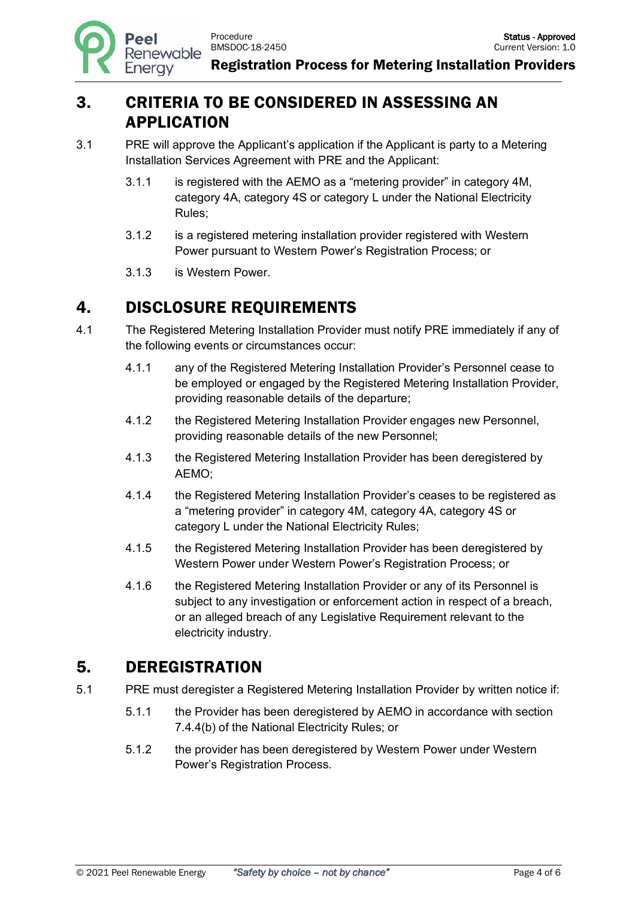# 3. CRITERIA TO BE CONSIDERED IN ASSESSING AN APPLICATION

3.1 PRE will approve the Applicant's application if the Applicant is party to a Metering Installation Services Agreement with PRE and the Applicant:

3.1.1 is registered with the AEMO as a "metering provider" in category 4M, category 4A, category 4S or category L under the National Electricity Rules;

3.1.2 is a registered metering installation provider registered with Western Power pursuant to Western Power's Registration Process; or

3.1.3 is Western Power.

# 4. DISCLOSURE REQUIREMENTS

4.1 The Registered Metering Installation Provider must notify PRE immediately if any of the following events or circumstances occur:

4.1.1 any of the Registered Metering Installation Provider's Personnel cease to be employed or engaged by the Registered Metering Installation Provider, providing reasonable details of the departure;

4.1.2 the Registered Metering Installation Provider engages new Personnel, providing reasonable details of the new Personnel;

4.1.3 the Registered Metering Installation Provider has been deregistered by AEMO;

4.1.4 the Registered Metering Installation Provider's ceases to be registered as a "metering provider" in category 4M, category 4A, category 4S or category L under the National Electricity Rules;

4.1.5 the Registered Metering Installation Provider has been deregistered by Western Power under Western Power's Registration Process; or

4.1.6 the Registered Metering Installation Provider or any of its Personnel is subject to any investigation or enforcement action in respect of a breach, or an alleged breach of any Legislative Requirement relevant to the electricity industry.

# 5. DEREGISTRATION

5.1 PRE must deregister a Registered Metering Installation Provider by written notice if:

5.1.1 the Provider has been deregistered by AEMO in accordance with section 7.4.4(b) of the National Electricity Rules; or

5.1.2 the provider has been deregistered by Western Power under Western Power's Registration Process.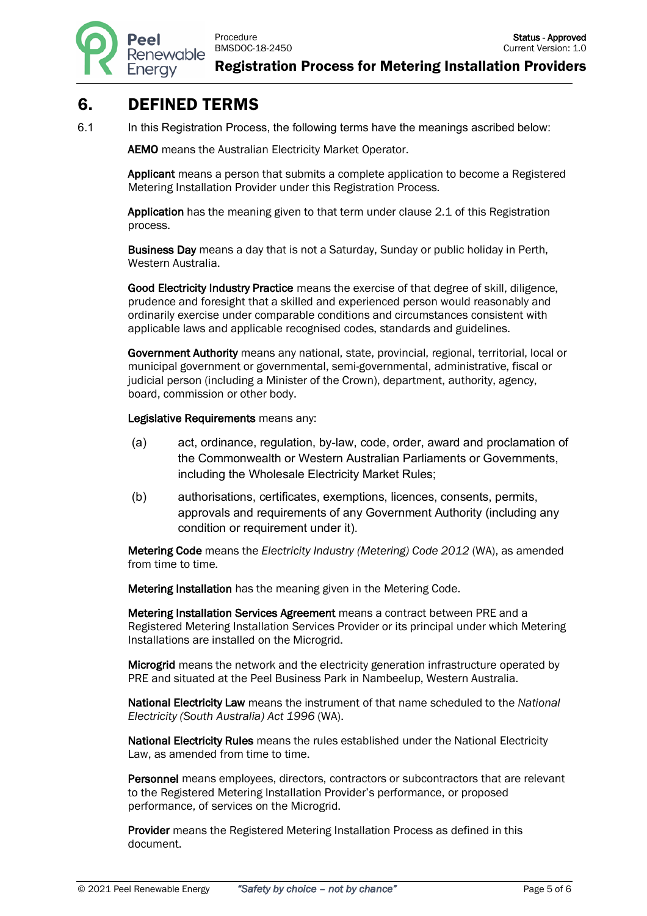# 6. DEFINED TERMS

6.1 In this Registration Process, the following terms have the meanings ascribed below:

**AEMO** means the Australian Electricity Market Operator.

**Applicant** means a person that submits a complete application to become a Registered Metering Installation Provider under this Registration Process.

**Application** has the meaning given to that term under clause 2.1 of this Registration process.

**Business Day** means a day that is not a Saturday, Sunday or public holiday in Perth, Western Australia.

**Good Electricity Industry Practice** means the exercise of that degree of skill, diligence, prudence and foresight that a skilled and experienced person would reasonably and ordinarily exercise under comparable conditions and circumstances consistent with applicable laws and applicable recognised codes, standards and guidelines.

**Government Authority** means any national, state, provincial, regional, territorial, local or municipal government or governmental, semi-governmental, administrative, fiscal or judicial person (including a Minister of the Crown), department, authority, agency, board, commission or other body.

**Legislative Requirements** means any:

(a) act, ordinance, regulation, by-law, code, order, award and proclamation of the Commonwealth or Western Australian Parliaments or Governments, including the Wholesale Electricity Market Rules;

(b) authorisations, certificates, exemptions, licences, consents, permits, approvals and requirements of any Government Authority (including any condition or requirement under it).

**Metering Code** means the *Electricity Industry (Metering) Code 2012* (WA), as amended from time to time.

**Metering Installation** has the meaning given in the Metering Code.

**Metering Installation Services Agreement** means a contract between PRE and a Registered Metering Installation Services Provider or its principal under which Metering Installations are installed on the Microgrid.

**Microgrid** means the network and the electricity generation infrastructure operated by PRE and situated at the Peel Business Park in Nambeelup, Western Australia.

**National Electricity Law** means the instrument of that name scheduled to the *National Electricity (South Australia) Act 1996* (WA).

**National Electricity Rules** means the rules established under the National Electricity Law, as amended from time to time.

**Personnel** means employees, directors, contractors or subcontractors that are relevant to the Registered Metering Installation Provider's performance, or proposed performance, of services on the Microgrid.

**Provider** means the Registered Metering Installation Process as defined in this document.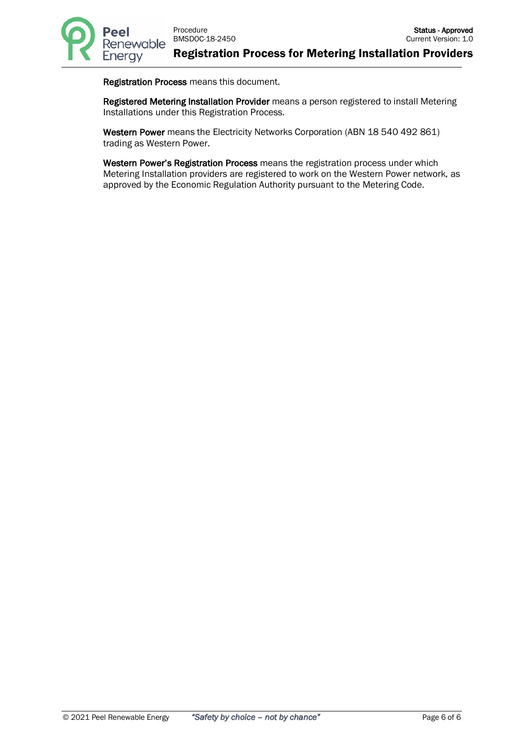**Registration Process** means this document.

**Registered Metering Installation Provider** means a person registered to install Metering Installations under this Registration Process.

**Western Power** means the Electricity Networks Corporation (ABN 18 540 492 861) trading as Western Power.

**Western Power's Registration Process** means the registration process under which Metering Installation providers are registered to work on the Western Power network, as approved by the Economic Regulation Authority pursuant to the Metering Code.